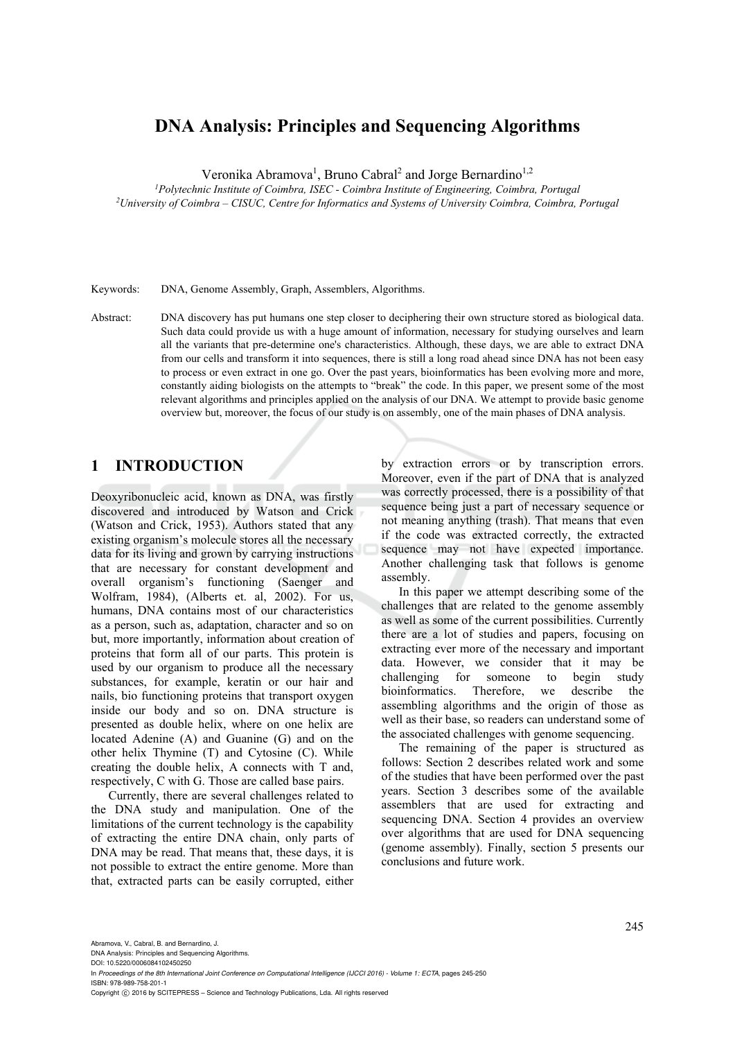# DNA Analysis: Principles and Sequencing Algorithms

Veronika Abramova[1], Bruno Cabral[2] and Jorge Bernardino[1,2]

[1]*Polytechnic Institute of Coimbra, ISEC - Coimbra Institute of Engineering, Coimbra, Portugal*
[2]*University of Coimbra – CISUC, Centre for Informatics and Systems of University Coimbra, Coimbra, Portugal*

Keywords: DNA, Genome Assembly, Graph, Assemblers, Algorithms.

Abstract: DNA discovery has put humans one step closer to deciphering their own structure stored as biological data. Such data could provide us with a huge amount of information, necessary for studying ourselves and learn all the variants that pre-determine one's characteristics. Although, these days, we are able to extract DNA from our cells and transform it into sequences, there is still a long road ahead since DNA has not been easy to process or even extract in one go. Over the past years, bioinformatics has been evolving more and more, constantly aiding biologists on the attempts to "break" the code. In this paper, we present some of the most relevant algorithms and principles applied on the analysis of our DNA. We attempt to provide basic genome overview but, moreover, the focus of our study is on assembly, one of the main phases of DNA analysis.

## 1 INTRODUCTION

Deoxyribonucleic acid, known as DNA, was firstly discovered and introduced by Watson and Crick (Watson and Crick, 1953). Authors stated that any existing organism's molecule stores all the necessary data for its living and grown by carrying instructions that are necessary for constant development and overall organism's functioning (Saenger and Wolfram, 1984), (Alberts et. al, 2002). For us, humans, DNA contains most of our characteristics as a person, such as, adaptation, character and so on but, more importantly, information about creation of proteins that form all of our parts. This protein is used by our organism to produce all the necessary substances, for example, keratin or our hair and nails, bio functioning proteins that transport oxygen inside our body and so on. DNA structure is presented as double helix, where on one helix are located Adenine (A) and Guanine (G) and on the other helix Thymine (T) and Cytosine (C). While creating the double helix, A connects with T and, respectively, C with G. Those are called base pairs.

Currently, there are several challenges related to the DNA study and manipulation. One of the limitations of the current technology is the capability of extracting the entire DNA chain, only parts of DNA may be read. That means that, these days, it is not possible to extract the entire genome. More than that, extracted parts can be easily corrupted, either by extraction errors or by transcription errors. Moreover, even if the part of DNA that is analyzed was correctly processed, there is a possibility of that sequence being just a part of necessary sequence or not meaning anything (trash). That means that even if the code was extracted correctly, the extracted sequence may not have expected importance. Another challenging task that follows is genome assembly.

In this paper we attempt describing some of the challenges that are related to the genome assembly as well as some of the current possibilities. Currently there are a lot of studies and papers, focusing on extracting ever more of the necessary and important data. However, we consider that it may be challenging for someone to begin study bioinformatics. Therefore, we describe the assembling algorithms and the origin of those as well as their base, so readers can understand some of the associated challenges with genome sequencing.

The remaining of the paper is structured as follows: Section 2 describes related work and some of the studies that have been performed over the past years. Section 3 describes some of the available assemblers that are used for extracting and sequencing DNA. Section 4 provides an overview over algorithms that are used for DNA sequencing (genome assembly). Finally, section 5 presents our conclusions and future work.

Abramova, V., Cabral, B. and Bernardino, J.
DNA Analysis: Principles and Sequencing Algorithms.
DOI: 10.5220/0006084102450250
In *Proceedings of the 8th International Joint Conference on Computational Intelligence (IJCCI 2016) - Volume 1: ECTA*, pages 245-250
ISBN: 978-989-758-201-1
Copyright © 2016 by SCITEPRESS – Science and Technology Publications, Lda. All rights reserved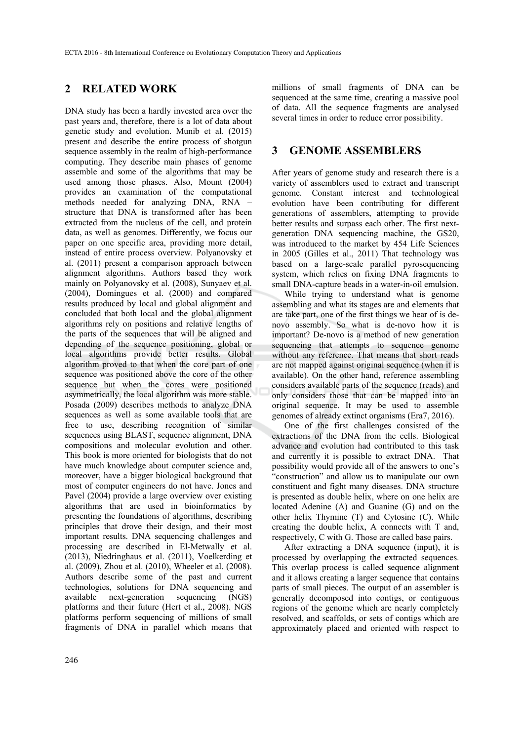## 2 RELATED WORK

DNA study has been a hardly invested area over the past years and, therefore, there is a lot of data about genetic study and evolution. Munib et al. (2015) present and describe the entire process of shotgun sequence assembly in the realm of high-performance computing. They describe main phases of genome assemble and some of the algorithms that may be used among those phases. Also, Mount (2004) provides an examination of the computational methods needed for analyzing DNA, RNA – structure that DNA is transformed after has been extracted from the nucleus of the cell, and protein data, as well as genomes. Differently, we focus our paper on one specific area, providing more detail, instead of entire process overview. Polyanovsky et al. (2011) present a comparison approach between alignment algorithms. Authors based they work mainly on Polyanovsky et al. (2008), Sunyaev et al. (2004), Domingues et al. (2000) and compared results produced by local and global alignment and concluded that both local and the global alignment algorithms rely on positions and relative lengths of the parts of the sequences that will be aligned and depending of the sequence positioning, global or local algorithms provide better results. Global algorithm proved to that when the core part of one sequence was positioned above the core of the other sequence but when the cores were positioned asymmetrically, the local algorithm was more stable. Posada (2009) describes methods to analyze DNA sequences as well as some available tools that are free to use, describing recognition of similar sequences using BLAST, sequence alignment, DNA compositions and molecular evolution and other. This book is more oriented for biologists that do not have much knowledge about computer science and, moreover, have a bigger biological background that most of computer engineers do not have. Jones and Pavel (2004) provide a large overview over existing algorithms that are used in bioinformatics by presenting the foundations of algorithms, describing principles that drove their design, and their most important results. DNA sequencing challenges and processing are described in El-Metwally et al. (2013), Niedringhaus et al. (2011), Voelkerding et al. (2009), Zhou et al. (2010), Wheeler et al. (2008). Authors describe some of the past and current technologies, solutions for DNA sequencing and available next-generation sequencing (NGS) platforms and their future (Hert et al., 2008). NGS platforms perform sequencing of millions of small fragments of DNA in parallel which means that millions of small fragments of DNA can be sequenced at the same time, creating a massive pool of data. All the sequence fragments are analysed several times in order to reduce error possibility.

## 3 GENOME ASSEMBLERS

After years of genome study and research there is a variety of assemblers used to extract and transcript genome. Constant interest and technological evolution have been contributing for different generations of assemblers, attempting to provide better results and surpass each other. The first next-generation DNA sequencing machine, the GS20, was introduced to the market by 454 Life Sciences in 2005 (Gilles et al., 2011) That technology was based on a large-scale parallel pyrosequencing system, which relies on fixing DNA fragments to small DNA-capture beads in a water-in-oil emulsion.

While trying to understand what is genome assembling and what its stages are and elements that are take part, one of the first things we hear of is de-novo assembly. So what is de-novo how it is important? De-novo is a method of new generation sequencing that attempts to sequence genome without any reference. That means that short reads are not mapped against original sequence (when it is available). On the other hand, reference assembling considers available parts of the sequence (reads) and only considers those that can be mapped into an original sequence. It may be used to assemble genomes of already extinct organisms (Era7, 2016).

One of the first challenges consisted of the extractions of the DNA from the cells. Biological advance and evolution had contributed to this task and currently it is possible to extract DNA. That possibility would provide all of the answers to one's "construction" and allow us to manipulate our own constituent and fight many diseases. DNA structure is presented as double helix, where on one helix are located Adenine (A) and Guanine (G) and on the other helix Thymine (T) and Cytosine (C). While creating the double helix, A connects with T and, respectively, C with G. Those are called base pairs.

After extracting a DNA sequence (input), it is processed by overlapping the extracted sequences. This overlap process is called sequence alignment and it allows creating a larger sequence that contains parts of small pieces. The output of an assembler is generally decomposed into contigs, or contiguous regions of the genome which are nearly completely resolved, and scaffolds, or sets of contigs which are approximately placed and oriented with respect to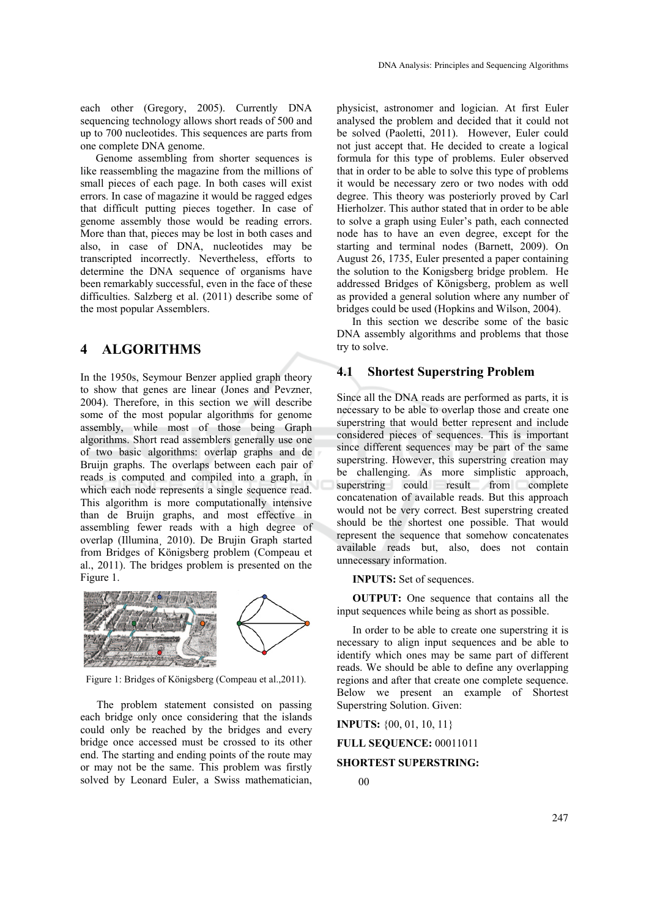each other (Gregory, 2005). Currently DNA sequencing technology allows short reads of 500 and up to 700 nucleotides. This sequences are parts from one complete DNA genome.

Genome assembling from shorter sequences is like reassembling the magazine from the millions of small pieces of each page. In both cases will exist errors. In case of magazine it would be ragged edges that difficult putting pieces together. In case of genome assembly those would be reading errors. More than that, pieces may be lost in both cases and also, in case of DNA, nucleotides may be transcripted incorrectly. Nevertheless, efforts to determine the DNA sequence of organisms have been remarkably successful, even in the face of these difficulties. Salzberg et al. (2011) describe some of the most popular Assemblers.

## 4 ALGORITHMS

In the 1950s, Seymour Benzer applied graph theory to show that genes are linear (Jones and Pevzner, 2004). Therefore, in this section we will describe some of the most popular algorithms for genome assembly, while most of those being Graph algorithms. Short read assemblers generally use one of two basic algorithms: overlap graphs and de Bruijn graphs. The overlaps between each pair of reads is computed and compiled into a graph, in which each node represents a single sequence read. This algorithm is more computationally intensive than de Bruijn graphs, and most effective in assembling fewer reads with a high degree of overlap (Illumina¸ 2010). De Brujin Graph started from Bridges of Königsberg problem (Compeau et al., 2011). The bridges problem is presented on the Figure 1.

Figure 1: Bridges of Königsberg (Compeau et al.,2011).

The problem statement consisted on passing each bridge only once considering that the islands could only be reached by the bridges and every bridge once accessed must be crossed to its other end. The starting and ending points of the route may or may not be the same. This problem was firstly solved by Leonard Euler, a Swiss mathematician, physicist, astronomer and logician. At first Euler analysed the problem and decided that it could not be solved (Paoletti, 2011). However, Euler could not just accept that. He decided to create a logical formula for this type of problems. Euler observed that in order to be able to solve this type of problems it would be necessary zero or two nodes with odd degree. This theory was posteriorly proved by Carl Hierholzer. This author stated that in order to be able to solve a graph using Euler's path, each connected node has to have an even degree, except for the starting and terminal nodes (Barnett, 2009). On August 26, 1735, Euler presented a paper containing the solution to the Konigsberg bridge problem. He addressed Bridges of Königsberg, problem as well as provided a general solution where any number of bridges could be used (Hopkins and Wilson, 2004).

In this section we describe some of the basic DNA assembly algorithms and problems that those try to solve.

### 4.1 Shortest Superstring Problem

Since all the DNA reads are performed as parts, it is necessary to be able to overlap those and create one superstring that would better represent and include considered pieces of sequences. This is important since different sequences may be part of the same superstring. However, this superstring creation may be challenging. As more simplistic approach, superstring could result from complete concatenation of available reads. But this approach would not be very correct. Best superstring created should be the shortest one possible. That would represent the sequence that somehow concatenates available reads but, also, does not contain unnecessary information.

**INPUTS:** Set of sequences.

**OUTPUT:** One sequence that contains all the input sequences while being as short as possible.

In order to be able to create one superstring it is necessary to align input sequences and be able to identify which ones may be same part of different reads. We should be able to define any overlapping regions and after that create one complete sequence. Below we present an example of Shortest Superstring Solution. Given:

**INPUTS:** {00, 01, 10, 11}

**FULL SEQUENCE:** 00011011

**SHORTEST SUPERSTRING:**

00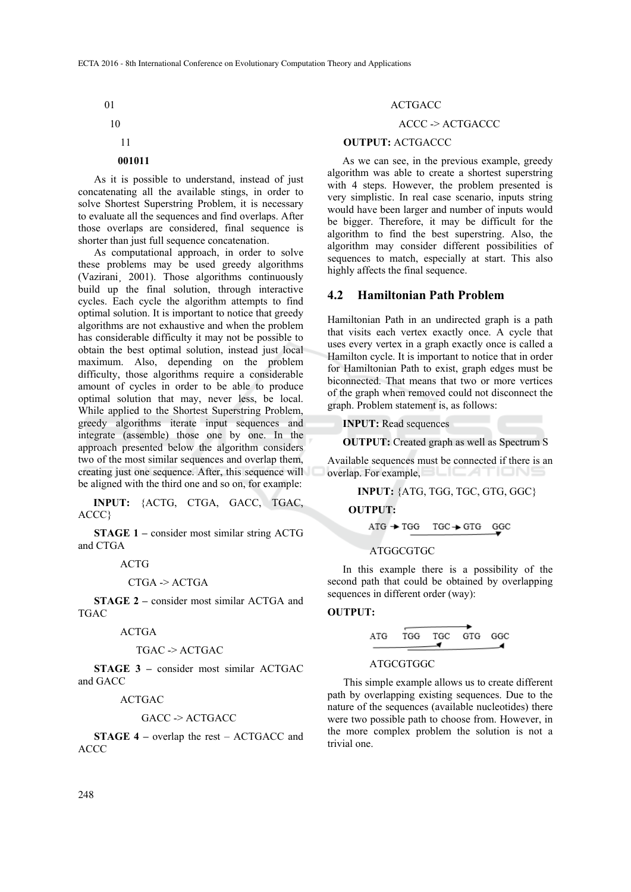01

10

11

**001011**

As it is possible to understand, instead of just concatenating all the available stings, in order to solve Shortest Superstring Problem, it is necessary to evaluate all the sequences and find overlaps. After those overlaps are considered, final sequence is shorter than just full sequence concatenation.

As computational approach, in order to solve these problems may be used greedy algorithms (Vazirani¸ 2001). Those algorithms continuously build up the final solution, through interactive cycles. Each cycle the algorithm attempts to find optimal solution. It is important to notice that greedy algorithms are not exhaustive and when the problem has considerable difficulty it may not be possible to obtain the best optimal solution, instead just local maximum. Also, depending on the problem difficulty, those algorithms require a considerable amount of cycles in order to be able to produce optimal solution that may, never less, be local. While applied to the Shortest Superstring Problem, greedy algorithms iterate input sequences and integrate (assemble) those one by one. In the approach presented below the algorithm considers two of the most similar sequences and overlap them, creating just one sequence. After, this sequence will be aligned with the third one and so on, for example:

**INPUT:** {ACTG, CTGA, GACC, TGAC, ACCC}

**STAGE 1 –** consider most similar string ACTG and CTGA

ACTG

CTGA -> ACTGA

**STAGE 2 –** consider most similar ACTGA and TGAC

ACTGA

TGAC -> ACTGAC

**STAGE 3 –** consider most similar ACTGAC and GACC

ACTGAC

GACC -> ACTGACC

**STAGE 4 –** overlap the rest – ACTGACC and ACCC

ACTGACC

ACCC -> ACTGACCC

**OUTPUT:** ACTGACCC

As we can see, in the previous example, greedy algorithm was able to create a shortest superstring with 4 steps. However, the problem presented is very simplistic. In real case scenario, inputs string would have been larger and number of inputs would be bigger. Therefore, it may be difficult for the algorithm to find the best superstring. Also, the algorithm may consider different possibilities of sequences to match, especially at start. This also highly affects the final sequence.

## 4.2 Hamiltonian Path Problem

Hamiltonian Path in an undirected graph is a path that visits each vertex exactly once. A cycle that uses every vertex in a graph exactly once is called a Hamilton cycle. It is important to notice that in order for Hamiltonian Path to exist, graph edges must be biconnected. That means that two or more vertices of the graph when removed could not disconnect the graph. Problem statement is, as follows:

**INPUT:** Read sequences

**OUTPUT:** Created graph as well as Spectrum S

Available sequences must be connected if there is an overlap. For example,

**INPUT:** {ATG, TGG, TGC, GTG, GGC}

**OUTPUT:**

ATG → TGG   TGC → GTG   GGC

ATGGCGTGC

In this example there is a possibility of the second path that could be obtained by overlapping sequences in different order (way):

**OUTPUT:**

ATG   TGG   TGC   GTG   GGC

ATGCGTGGC

This simple example allows us to create different path by overlapping existing sequences. Due to the nature of the sequences (available nucleotides) there were two possible path to choose from. However, in the more complex problem the solution is not a trivial one.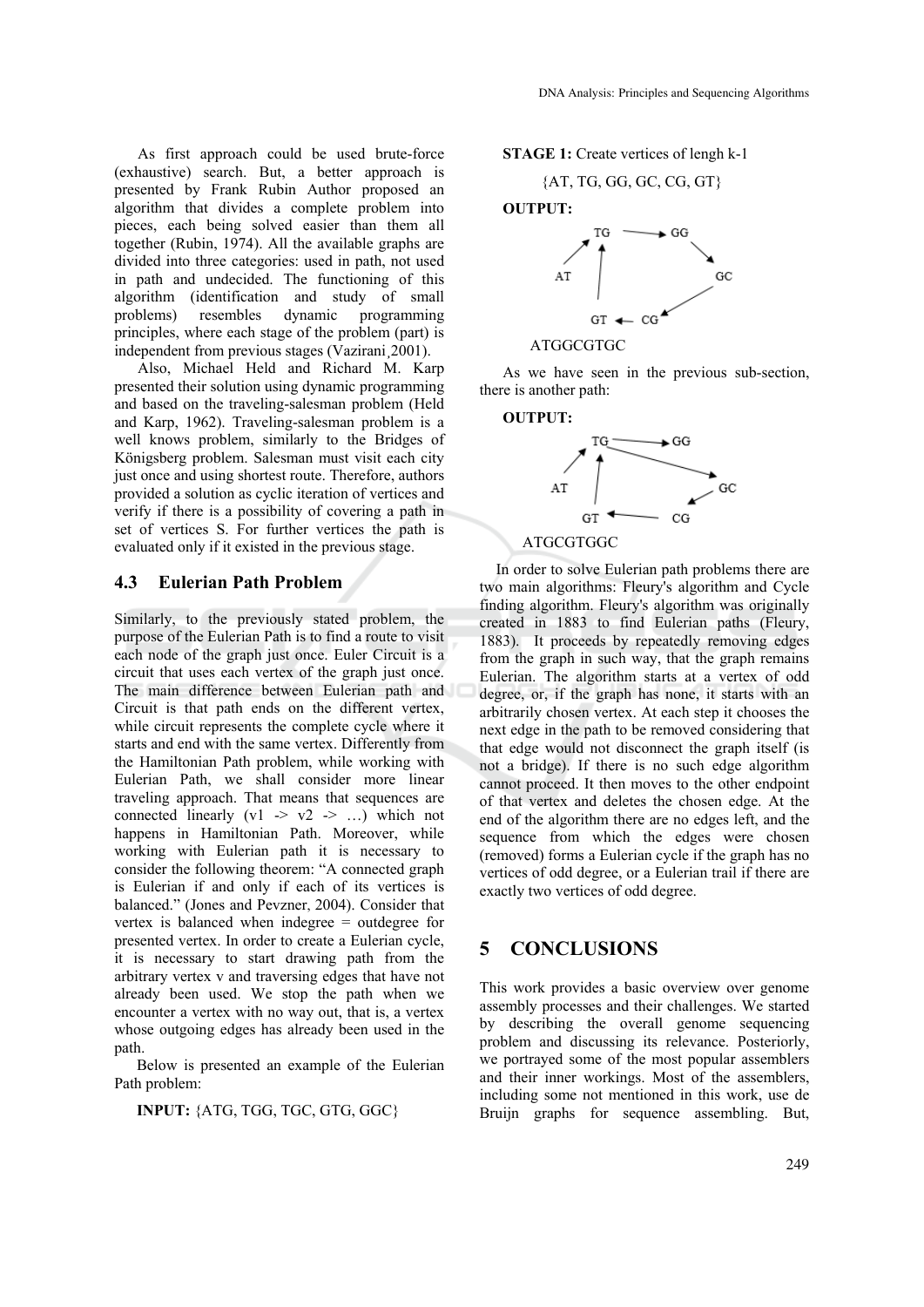As first approach could be used brute-force (exhaustive) search. But, a better approach is presented by Frank Rubin Author proposed an algorithm that divides a complete problem into pieces, each being solved easier than them all together (Rubin, 1974). All the available graphs are divided into three categories: used in path, not used in path and undecided. The functioning of this algorithm (identification and study of small problems) resembles dynamic programming principles, where each stage of the problem (part) is independent from previous stages (Vazirani¸2001).

Also, Michael Held and Richard M. Karp presented their solution using dynamic programming and based on the traveling-salesman problem (Held and Karp, 1962). Traveling-salesman problem is a well knows problem, similarly to the Bridges of Königsberg problem. Salesman must visit each city just once and using shortest route. Therefore, authors provided a solution as cyclic iteration of vertices and verify if there is a possibility of covering a path in set of vertices S. For further vertices the path is evaluated only if it existed in the previous stage.

## 4.3 Eulerian Path Problem

Similarly, to the previously stated problem, the purpose of the Eulerian Path is to find a route to visit each node of the graph just once. Euler Circuit is a circuit that uses each vertex of the graph just once. The main difference between Eulerian path and Circuit is that path ends on the different vertex, while circuit represents the complete cycle where it starts and end with the same vertex. Differently from the Hamiltonian Path problem, while working with Eulerian Path, we shall consider more linear traveling approach. That means that sequences are connected linearly (v1 -> v2 -> …) which not happens in Hamiltonian Path. Moreover, while working with Eulerian path it is necessary to consider the following theorem: "A connected graph is Eulerian if and only if each of its vertices is balanced." (Jones and Pevzner, 2004). Consider that vertex is balanced when indegree = outdegree for presented vertex. In order to create a Eulerian cycle, it is necessary to start drawing path from the arbitrary vertex v and traversing edges that have not already been used. We stop the path when we encounter a vertex with no way out, that is, a vertex whose outgoing edges has already been used in the path.

Below is presented an example of the Eulerian Path problem:

**INPUT:** {ATG, TGG, TGC, GTG, GGC}

**STAGE 1:** Create vertices of lengh k-1

{AT, TG, GG, GC, CG, GT}

**OUTPUT:**

ATGGCGTGC

As we have seen in the previous sub-section, there is another path:

**OUTPUT:**

ATGCGTGGC

In order to solve Eulerian path problems there are two main algorithms: Fleury's algorithm and Cycle finding algorithm. Fleury's algorithm was originally created in 1883 to find Eulerian paths (Fleury, 1883). It proceeds by repeatedly removing edges from the graph in such way, that the graph remains Eulerian. The algorithm starts at a vertex of odd degree, or, if the graph has none, it starts with an arbitrarily chosen vertex. At each step it chooses the next edge in the path to be removed considering that that edge would not disconnect the graph itself (is not a bridge). If there is no such edge algorithm cannot proceed. It then moves to the other endpoint of that vertex and deletes the chosen edge. At the end of the algorithm there are no edges left, and the sequence from which the edges were chosen (removed) forms a Eulerian cycle if the graph has no vertices of odd degree, or a Eulerian trail if there are exactly two vertices of odd degree.

# 5 CONCLUSIONS

This work provides a basic overview over genome assembly processes and their challenges. We started by describing the overall genome sequencing problem and discussing its relevance. Posteriorly, we portrayed some of the most popular assemblers and their inner workings. Most of the assemblers, including some not mentioned in this work, use de Bruijn graphs for sequence assembling. But,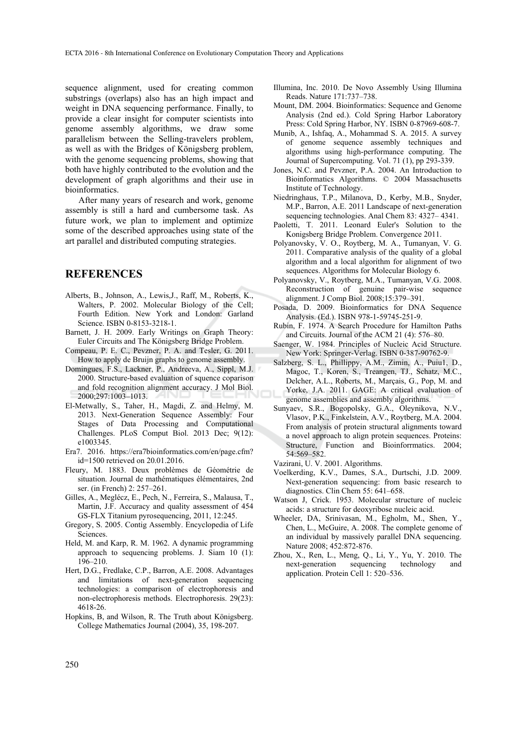sequence alignment, used for creating common substrings (overlaps) also has an high impact and weight in DNA sequencing performance. Finally, to provide a clear insight for computer scientists into genome assembly algorithms, we draw some parallelism between the Selling-travelers problem, as well as with the Bridges of Königsberg problem, with the genome sequencing problems, showing that both have highly contributed to the evolution and the development of graph algorithms and their use in bioinformatics.

After many years of research and work, genome assembly is still a hard and cumbersome task. As future work, we plan to implement and optimize some of the described approaches using state of the art parallel and distributed computing strategies.

## REFERENCES

Alberts, B., Johnson, A., Lewis,J., Raff, M., Roberts, K., Walters, P. 2002. Molecular Biology of the Cell; Fourth Edition. New York and London: Garland Science. ISBN 0-8153-3218-1.

Barnett, J. H. 2009. Early Writings on Graph Theory: Euler Circuits and The Königsberg Bridge Problem.

Compeau, P. E. C., Pevzner, P. A. and Tesler, G. 2011. How to apply de Bruijn graphs to genome assembly.

Domingues, F.S., Lackner, P., Andreeva, A., Sippl, M.J. 2000. Structure-based evaluation of squence coparison and fold recognition alignment accuracy. J Mol Biol. 2000;297:1003–1013.

El-Metwally, S., Taher, H., Magdi, Z. and Helmy, M. 2013. Next-Generation Sequence Assembly: Four Stages of Data Processing and Computational Challenges. PLoS Comput Biol. 2013 Dec; 9(12): e1003345.

Era7. 2016. https://era7bioinformatics.com/en/page.cfm?id=1500 retrieved on 20.01.2016.

Fleury, M. 1883. Deux problèmes de Géométrie de situation. Journal de mathématiques élémentaires, 2nd ser. (in French) 2: 257–261.

Gilles, A., Meglécz, E., Pech, N., Ferreira, S., Malausa, T., Martin, J.F. Accuracy and quality assessment of 454 GS-FLX Titanium pyrosequencing, 2011, 12:245.

Gregory, S. 2005. Contig Assembly. Encyclopedia of Life Sciences.

Held, M. and Karp, R. M. 1962. A dynamic programming approach to sequencing problems. J. Siam 10 (1): 196–210.

Hert, D.G., Fredlake, C.P., Barron, A.E. 2008. Advantages and limitations of next-generation sequencing technologies: a comparison of electrophoresis and non-electrophoresis methods. Electrophoresis. 29(23): 4618-26.

Hopkins, B, and Wilson, R. The Truth about Königsberg. College Mathematics Journal (2004), 35, 198-207.

Illumina, Inc. 2010. De Novo Assembly Using Illumina Reads. Nature 171:737–738.

Mount, DM. 2004. Bioinformatics: Sequence and Genome Analysis (2nd ed.). Cold Spring Harbor Laboratory Press: Cold Spring Harbor, NY. ISBN 0-87969-608-7.

Munib, A., Ishfaq, A., Mohammad S. A. 2015. A survey of genome sequence assembly techniques and algorithms using high-performance computing. The Journal of Supercomputing. Vol. 71 (1), pp 293-339.

Jones, N.C. and Pevzner, P.A. 2004. An Introduction to Bioinformatics Algorithms. © 2004 Massachusetts Institute of Technology.

Niedringhaus, T.P., Milanova, D., Kerby, M.B., Snyder, M.P., Barron, A.E. 2011 Landscape of next-generation sequencing technologies. Anal Chem 83: 4327– 4341.

Paoletti, T. 2011. Leonard Euler's Solution to the Konigsberg Bridge Problem. Convergence 2011.

Polyanovsky, V. O., Roytberg, M. A., Tumanyan, V. G. 2011. Comparative analysis of the quality of a global algorithm and a local algorithm for alignment of two sequences. Algorithms for Molecular Biology 6.

Polyanovsky, V., Roytberg, M.A., Tumanyan, V.G. 2008. Reconstruction of genuine pair-wise sequence alignment. J Comp Biol. 2008;15:379–391.

Posada, D. 2009. Bioinformatics for DNA Sequence Analysis. (Ed.). ISBN 978-1-59745-251-9.

Rubin, F. 1974. A Search Procedure for Hamilton Paths and Circuits. Journal of the ACM 21 (4): 576–80.

Saenger, W. 1984. Principles of Nucleic Acid Structure. New York: Springer-Verlag. ISBN 0-387-90762-9.

Salzberg, S. L., Phillippy, A.M., Zimin, A., Puiu1, D., Magoc, T., Koren, S., Treangen, TJ., Schatz, M.C., Delcher, A.L., Roberts, M., Marçais, G., Pop, M. and Yorke, J.A. 2011. GAGE: A critical evaluation of genome assemblies and assembly algorithms.

Sunyaev, S.R., Bogopolsky, G.A., Oleynikova, N.V., Vlasov, P.K., Finkelstein, A.V., Roytberg, M.A. 2004. From analysis of protein structural alignments toward a novel approach to align protein sequences. Proteins: Structure, Function and Bioinforrmatics. 2004; 54:569–582.

Vazirani, U. V. 2001. Algorithms.

Voelkerding, K.V., Dames, S.A., Durtschi, J.D. 2009. Next-generation sequencing: from basic research to diagnostics. Clin Chem 55: 641–658.

Watson J, Crick. 1953. Molecular structure of nucleic acids: a structure for deoxyribose nucleic acid.

Wheeler, DA, Srinivasan, M., Egholm, M., Shen, Y., Chen, L., McGuire, A. 2008. The complete genome of an individual by massively parallel DNA sequencing. Nature 2008; 452:872-876.

Zhou, X., Ren, L., Meng, Q., Li, Y., Yu, Y. 2010. The next-generation sequencing technology and application. Protein Cell 1: 520–536.